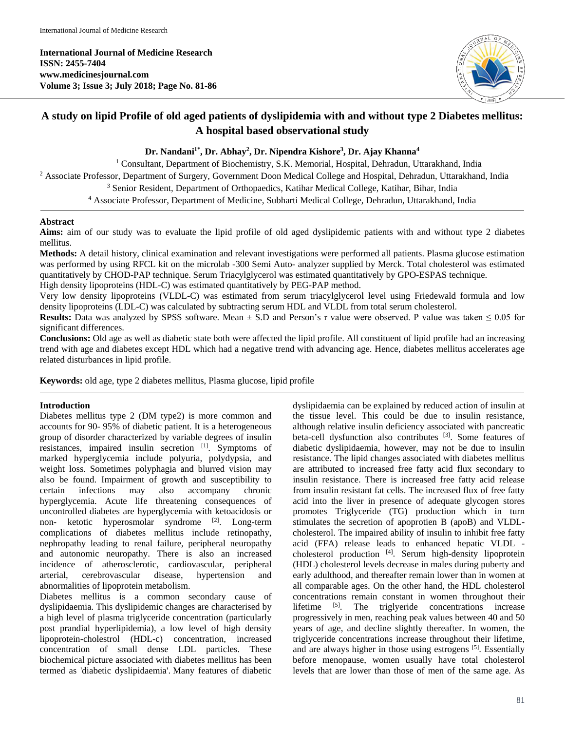**International Journal of Medicine Research**
**ISSN: 2455-7404**
**www.medicinesjournal.com**
**Volume 3; Issue 3; July 2018; Page No. 81-86**

# A study on lipid Profile of old aged patients of dyslipidemia with and without type 2 Diabetes mellitus: A hospital based observational study

**Dr. Nandani[1*], Dr. Abhay[2], Dr. Nipendra Kishore[3], Dr. Ajay Khanna[4]**

[1] Consultant, Department of Biochemistry, S.K. Memorial, Hospital, Dehradun, Uttarakhand, India
[2] Associate Professor, Department of Surgery, Government Doon Medical College and Hospital, Dehradun, Uttarakhand, India
[3] Senior Resident, Department of Orthopaedics, Katihar Medical College, Katihar, Bihar, India
[4] Associate Professor, Department of Medicine, Subharti Medical College, Dehradun, Uttarakhand, India

## Abstract

**Aims:** aim of our study was to evaluate the lipid profile of old aged dyslipidemic patients with and without type 2 diabetes mellitus.

**Methods:** A detail history, clinical examination and relevant investigations were performed all patients. Plasma glucose estimation was performed by using RFCL kit on the microlab -300 Semi Auto- analyzer supplied by Merck. Total cholesterol was estimated quantitatively by CHOD-PAP technique. Serum Triacylglycerol was estimated quantitatively by GPO-ESPAS technique.

High density lipoproteins (HDL-C) was estimated quantitatively by PEG-PAP method.

Very low density lipoproteins (VLDL-C) was estimated from serum triacylglycerol level using Friedewald formula and low density lipoproteins (LDL-C) was calculated by subtracting serum HDL and VLDL from total serum cholesterol.

**Results:** Data was analyzed by SPSS software. Mean ± S.D and Person's r value were observed. P value was taken ≤ 0.05 for significant differences.

**Conclusions:** Old age as well as diabetic state both were affected the lipid profile. All constituent of lipid profile had an increasing trend with age and diabetes except HDL which had a negative trend with advancing age. Hence, diabetes mellitus accelerates age related disturbances in lipid profile.

**Keywords:** old age, type 2 diabetes mellitus, Plasma glucose, lipid profile

## Introduction

Diabetes mellitus type 2 (DM type2) is more common and accounts for 90- 95% of diabetic patient. It is a heterogeneous group of disorder characterized by variable degrees of insulin resistances, impaired insulin secretion [1]. Symptoms of marked hyperglycemia include polyuria, polydypsia, and weight loss. Sometimes polyphagia and blurred vision may also be found. Impairment of growth and susceptibility to certain infections may also accompany chronic hyperglycemia. Acute life threatening consequences of uncontrolled diabetes are hyperglycemia with ketoacidosis or non- ketotic hyperosmolar syndrome [2]. Long-term complications of diabetes mellitus include retinopathy, nephropathy leading to renal failure, peripheral neuropathy and autonomic neuropathy. There is also an increased incidence of atherosclerotic, cardiovascular, peripheral arterial, cerebrovascular disease, hypertension and abnormalities of lipoprotein metabolism.

Diabetes mellitus is a common secondary cause of dyslipidaemia. This dyslipidemic changes are characterised by a high level of plasma triglyceride concentration (particularly post prandial hyperlipidemia), a low level of high density lipoprotein-cholestrol (HDL-c) concentration, increased concentration of small dense LDL particles. These biochemical picture associated with diabetes mellitus has been termed as 'diabetic dyslipidaemia'. Many features of diabetic dyslipidaemia can be explained by reduced action of insulin at the tissue level. This could be due to insulin resistance, although relative insulin deficiency associated with pancreatic beta-cell dysfunction also contributes [3]. Some features of diabetic dyslipidaemia, however, may not be due to insulin resistance. The lipid changes associated with diabetes mellitus are attributed to increased free fatty acid flux secondary to insulin resistance. There is increased free fatty acid release from insulin resistant fat cells. The increased flux of free fatty acid into the liver in presence of adequate glycogen stores promotes Triglyceride (TG) production which in turn stimulates the secretion of apoprotien B (apoB) and VLDL-cholesterol. The impaired ability of insulin to inhibit free fatty acid (FFA) release leads to enhanced hepatic VLDL - cholesterol production [4]. Serum high-density lipoprotein (HDL) cholesterol levels decrease in males during puberty and early adulthood, and thereafter remain lower than in women at all comparable ages. On the other hand, the HDL cholesterol concentrations remain constant in women throughout their lifetime [5]. The triglyeride concentrations increase progressively in men, reaching peak values between 40 and 50 years of age, and decline slightly thereafter. In women, the triglyceride concentrations increase throughout their lifetime, and are always higher in those using estrogens [5]. Essentially before menopause, women usually have total cholesterol levels that are lower than those of men of the same age. As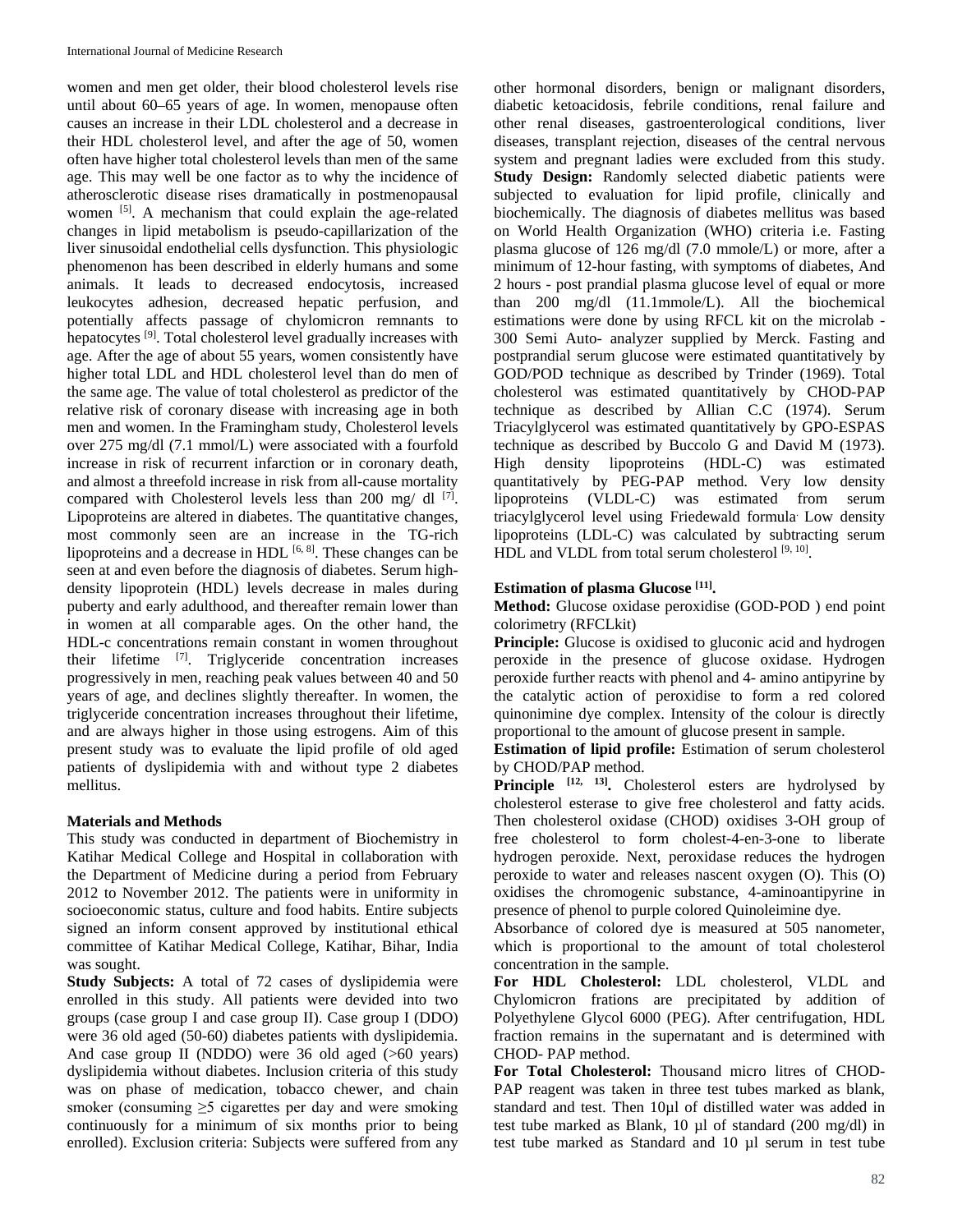women and men get older, their blood cholesterol levels rise until about 60–65 years of age. In women, menopause often causes an increase in their LDL cholesterol and a decrease in their HDL cholesterol level, and after the age of 50, women often have higher total cholesterol levels than men of the same age. This may well be one factor as to why the incidence of atherosclerotic disease rises dramatically in postmenopausal women [5]. A mechanism that could explain the age-related changes in lipid metabolism is pseudo-capillarization of the liver sinusoidal endothelial cells dysfunction. This physiologic phenomenon has been described in elderly humans and some animals. It leads to decreased endocytosis, increased leukocytes adhesion, decreased hepatic perfusion, and potentially affects passage of chylomicron remnants to hepatocytes [9]. Total cholesterol level gradually increases with age. After the age of about 55 years, women consistently have higher total LDL and HDL cholesterol level than do men of the same age. The value of total cholesterol as predictor of the relative risk of coronary disease with increasing age in both men and women. In the Framingham study, Cholesterol levels over 275 mg/dl (7.1 mmol/L) were associated with a fourfold increase in risk of recurrent infarction or in coronary death, and almost a threefold increase in risk from all-cause mortality compared with Cholesterol levels less than 200 mg/ dl [7]. Lipoproteins are altered in diabetes. The quantitative changes, most commonly seen are an increase in the TG-rich lipoproteins and a decrease in HDL [6, 8]. These changes can be seen at and even before the diagnosis of diabetes. Serum high-density lipoprotein (HDL) levels decrease in males during puberty and early adulthood, and thereafter remain lower than in women at all comparable ages. On the other hand, the HDL-c concentrations remain constant in women throughout their lifetime [7]. Triglyceride concentration increases progressively in men, reaching peak values between 40 and 50 years of age, and declines slightly thereafter. In women, the triglyceride concentration increases throughout their lifetime, and are always higher in those using estrogens. Aim of this present study was to evaluate the lipid profile of old aged patients of dyslipidemia with and without type 2 diabetes mellitus.

## Materials and Methods

This study was conducted in department of Biochemistry in Katihar Medical College and Hospital in collaboration with the Department of Medicine during a period from February 2012 to November 2012. The patients were in uniformity in socioeconomic status, culture and food habits. Entire subjects signed an inform consent approved by institutional ethical committee of Katihar Medical College, Katihar, Bihar, India was sought.

**Study Subjects:** A total of 72 cases of dyslipidemia were enrolled in this study. All patients were devided into two groups (case group I and case group II). Case group I (DDO) were 36 old aged (50-60) diabetes patients with dyslipidemia. And case group II (NDDO) were 36 old aged (>60 years) dyslipidemia without diabetes. Inclusion criteria of this study was on phase of medication, tobacco chewer, and chain smoker (consuming ≥5 cigarettes per day and were smoking continuously for a minimum of six months prior to being enrolled). Exclusion criteria: Subjects were suffered from any other hormonal disorders, benign or malignant disorders, diabetic ketoacidosis, febrile conditions, renal failure and other renal diseases, gastroenterological conditions, liver diseases, transplant rejection, diseases of the central nervous system and pregnant ladies were excluded from this study.

**Study Design:** Randomly selected diabetic patients were subjected to evaluation for lipid profile, clinically and biochemically. The diagnosis of diabetes mellitus was based on World Health Organization (WHO) criteria i.e. Fasting plasma glucose of 126 mg/dl (7.0 mmole/L) or more, after a minimum of 12-hour fasting, with symptoms of diabetes, And 2 hours - post prandial plasma glucose level of equal or more than 200 mg/dl (11.1mmole/L). All the biochemical estimations were done by using RFCL kit on the microlab - 300 Semi Auto- analyzer supplied by Merck. Fasting and postprandial serum glucose were estimated quantitatively by GOD/POD technique as described by Trinder (1969). Total cholesterol was estimated quantitatively by CHOD-PAP technique as described by Allian C.C (1974). Serum Triacylglycerol was estimated quantitatively by GPO-ESPAS technique as described by Buccolo G and David M (1973). High density lipoproteins (HDL-C) was estimated quantitatively by PEG-PAP method. Very low density lipoproteins (VLDL-C) was estimated from serum triacylglycerol level using Friedewald formula. Low density lipoproteins (LDL-C) was calculated by subtracting serum HDL and VLDL from total serum cholesterol [9, 10].

### Estimation of plasma Glucose [11].

**Method:** Glucose oxidase peroxidise (GOD-POD ) end point colorimetry (RFCLkit)

**Principle:** Glucose is oxidised to gluconic acid and hydrogen peroxide in the presence of glucose oxidase. Hydrogen peroxide further reacts with phenol and 4- amino antipyrine by the catalytic action of peroxidise to form a red colored quinonimine dye complex. Intensity of the colour is directly proportional to the amount of glucose present in sample.

**Estimation of lipid profile:** Estimation of serum cholesterol by CHOD/PAP method.

**Principle [12, 13].** Cholesterol esters are hydrolysed by cholesterol esterase to give free cholesterol and fatty acids. Then cholesterol oxidase (CHOD) oxidises 3-OH group of free cholesterol to form cholest-4-en-3-one to liberate hydrogen peroxide. Next, peroxidase reduces the hydrogen peroxide to water and releases nascent oxygen (O). This (O) oxidises the chromogenic substance, 4-aminoantipyrine in presence of phenol to purple colored Quinoleimine dye.

Absorbance of colored dye is measured at 505 nanometer, which is proportional to the amount of total cholesterol concentration in the sample.

**For HDL Cholesterol:** LDL cholesterol, VLDL and Chylomicron frations are precipitated by addition of Polyethylene Glycol 6000 (PEG). After centrifugation, HDL fraction remains in the supernatant and is determined with CHOD- PAP method.

**For Total Cholesterol:** Thousand micro litres of CHOD-PAP reagent was taken in three test tubes marked as blank, standard and test. Then 10µl of distilled water was added in test tube marked as Blank, 10 µl of standard (200 mg/dl) in test tube marked as Standard and 10 µl serum in test tube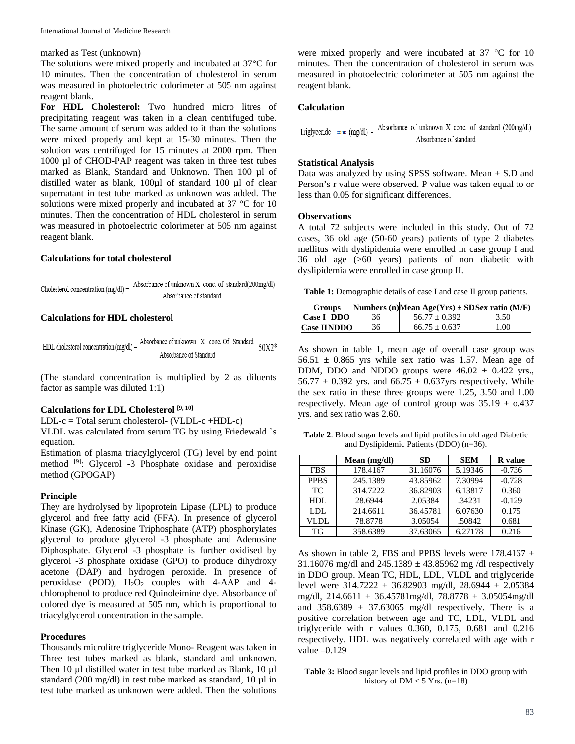marked as Test (unknown)

The solutions were mixed properly and incubated at 37°C for 10 minutes. Then the concentration of cholesterol in serum was measured in photoelectric colorimeter at 505 nm against reagent blank.

**For HDL Cholesterol:** Two hundred micro litres of precipitating reagent was taken in a clean centrifuged tube. The same amount of serum was added to it than the solutions were mixed properly and kept at 15-30 minutes. Then the solution was centrifuged for 15 minutes at 2000 rpm. Then 1000 µl of CHOD-PAP reagent was taken in three test tubes marked as Blank, Standard and Unknown. Then 100 µl of distilled water as blank, 100µl of standard 100 µl of clear supernatant in test tube marked as unknown was added. The solutions were mixed properly and incubated at 37 °C for 10 minutes. Then the concentration of HDL cholesterol in serum was measured in photoelectric colorimeter at 505 nm against reagent blank.

### Calculations for total cholesterol

$$\text{Cholesterol concentration (mg/dl)} = \frac{\text{Absorbance of unknown X conc. of standard(200mg/dl)}}{\text{Absorbance of standard}}$$

### Calculations for HDL cholesterol

$$\text{HDL cholesterol concentration (mg/dl)} = \frac{\text{Absorbance of unknown X conc. Of Standard}}{\text{Absorbance of Standard}} \; 50\text{X}2^{*}$$

(The standard concentration is multiplied by 2 as diluents factor as sample was diluted 1:1)

### Calculations for LDL Cholesterol [9, 10]

LDL-c = Total serum cholesterol- (VLDL-c +HDL-c)

VLDL was calculated from serum TG by using Friedewald `s equation.

Estimation of plasma triacylglycerol (TG) level by end point method [9]: Glycerol -3 Phosphate oxidase and peroxidise method (GPOGAP)

### Principle

They are hydrolysed by lipoprotein Lipase (LPL) to produce glycerol and free fatty acid (FFA). In presence of glycerol Kinase (GK), Adenosine Triphosphate (ATP) phosphorylates glycerol to produce glycerol -3 phosphate and Adenosine Diphosphate. Glycerol -3 phosphate is further oxidised by glycerol -3 phosphate oxidase (GPO) to produce dihydroxy acetone (DAP) and hydrogen peroxide. In presence of peroxidase (POD), $H_2O_2$ couples with 4-AAP and 4-chlorophenol to produce red Quinoleimine dye. Absorbance of colored dye is measured at 505 nm, which is proportional to triacylglycerol concentration in the sample.

### Procedures

Thousands microlitre triglyceride Mono- Reagent was taken in Three test tubes marked as blank, standard and unknown. Then 10 µl distilled water in test tube marked as Blank, 10 µl standard (200 mg/dl) in test tube marked as standard, 10 µl in test tube marked as unknown were added. Then the solutions were mixed properly and were incubated at 37 °C for 10 minutes. Then the concentration of cholesterol in serum was measured in photoelectric colorimeter at 505 nm against the reagent blank.

### Calculation

$$\text{Triglyceride}_{\text{conc}} \text{ (mg/dl)} = \frac{\text{Absorbance of unknown X conc. of standard (200mg/dl)}}{\text{Absorbance of standard}}$$

### Statistical Analysis

Data was analyzed by using SPSS software. Mean ± S.D and Person's r value were observed. P value was taken equal to or less than 0.05 for significant differences.

### Observations

A total 72 subjects were included in this study. Out of 72 cases, 36 old age (50-60 years) patients of type 2 diabetes mellitus with dyslipidemia were enrolled in case group I and 36 old age (>60 years) patients of non diabetic with dyslipidemia were enrolled in case group II.

**Table 1:** Demographic details of case I and case II group patients.

| Groups | | Numbers (n) | Mean Age(Yrs) ± SD | Sex ratio (M/F) |
|---|---|---|---|---|
| Case I | DDO | 36 | 56.77 ± 0.392 | 3.50 |
| Case II | NDDO | 36 | 66.75 ± 0.637 | 1.00 |

As shown in table 1, mean age of overall case group was 56.51 ± 0.865 yrs while sex ratio was 1.57. Mean age of DDM, DDO and NDDO groups were 46.02 ± 0.422 yrs., 56.77 ± 0.392 yrs. and 66.75 ± 0.637yrs respectively. While the sex ratio in these three groups were 1.25, 3.50 and 1.00 respectively. Mean age of control group was 35.19 ± o.437 yrs. and sex ratio was 2.60.

**Table 2**: Blood sugar levels and lipid profiles in old aged Diabetic and Dyslipidemic Patients (DDO) (n=36).

| | Mean (mg/dl) | SD | SEM | R value |
|---|---|---|---|---|
| FBS | 178.4167 | 31.16076 | 5.19346 | -0.736 |
| PPBS | 245.1389 | 43.85962 | 7.30994 | -0.728 |
| TC | 314.7222 | 36.82903 | 6.13817 | 0.360 |
| HDL | 28.6944 | 2.05384 | .34231 | -0.129 |
| LDL | 214.6611 | 36.45781 | 6.07630 | 0.175 |
| VLDL | 78.8778 | 3.05054 | .50842 | 0.681 |
| TG | 358.6389 | 37.63065 | 6.27178 | 0.216 |

As shown in table 2, FBS and PPBS levels were 178.4167 ± 31.16076 mg/dl and 245.1389 ± 43.85962 mg /dl respectively in DDO group. Mean TC, HDL, LDL, VLDL and triglyceride level were 314.7222 ± 36.82903 mg/dl, 28.6944 ± 2.05384 mg/dl, 214.6611 ± 36.45781mg/dl, 78.8778 ± 3.05054mg/dl and 358.6389 ± 37.63065 mg/dl respectively. There is a positive correlation between age and TC, LDL, VLDL and triglyceride with r values 0.360, 0.175, 0.681 and 0.216 respectively. HDL was negatively correlated with age with r value –0.129

**Table 3:** Blood sugar levels and lipid profiles in DDO group with history of DM < 5 Yrs. (n=18)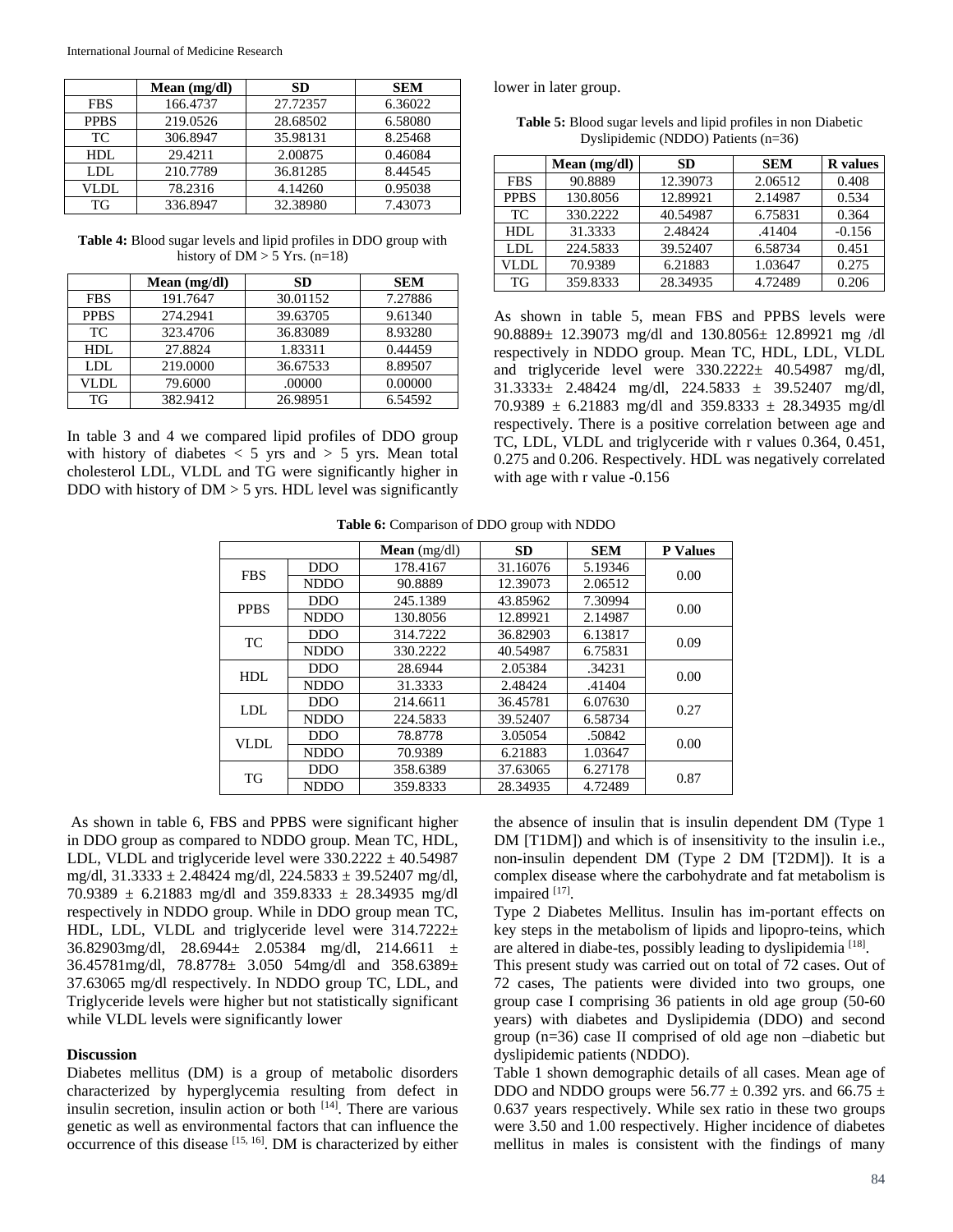| | Mean (mg/dl) | SD | SEM |
|---|---|---|---|
| FBS | 166.4737 | 27.72357 | 6.36022 |
| PPBS | 219.0526 | 28.68502 | 6.58080 |
| TC | 306.8947 | 35.98131 | 8.25468 |
| HDL | 29.4211 | 2.00875 | 0.46084 |
| LDL | 210.7789 | 36.81285 | 8.44545 |
| VLDL | 78.2316 | 4.14260 | 0.95038 |
| TG | 336.8947 | 32.38980 | 7.43073 |

**Table 4:** Blood sugar levels and lipid profiles in DDO group with history of DM > 5 Yrs. (n=18)

| | Mean (mg/dl) | SD | SEM |
|---|---|---|---|
| FBS | 191.7647 | 30.01152 | 7.27886 |
| PPBS | 274.2941 | 39.63705 | 9.61340 |
| TC | 323.4706 | 36.83089 | 8.93280 |
| HDL | 27.8824 | 1.83311 | 0.44459 |
| LDL | 219.0000 | 36.67533 | 8.89507 |
| VLDL | 79.6000 | .00000 | 0.00000 |
| TG | 382.9412 | 26.98951 | 6.54592 |

In table 3 and 4 we compared lipid profiles of DDO group with history of diabetes < 5 yrs and > 5 yrs. Mean total cholesterol LDL, VLDL and TG were significantly higher in DDO with history of DM > 5 yrs. HDL level was significantly lower in later group.

**Table 5:** Blood sugar levels and lipid profiles in non Diabetic Dyslipidemic (NDDO) Patients (n=36)

| | Mean (mg/dl) | SD | SEM | R values |
|---|---|---|---|---|
| FBS | 90.8889 | 12.39073 | 2.06512 | 0.408 |
| PPBS | 130.8056 | 12.89921 | 2.14987 | 0.534 |
| TC | 330.2222 | 40.54987 | 6.75831 | 0.364 |
| HDL | 31.3333 | 2.48424 | .41404 | -0.156 |
| LDL | 224.5833 | 39.52407 | 6.58734 | 0.451 |
| VLDL | 70.9389 | 6.21883 | 1.03647 | 0.275 |
| TG | 359.8333 | 28.34935 | 4.72489 | 0.206 |

As shown in table 5, mean FBS and PPBS levels were 90.8889± 12.39073 mg/dl and 130.8056± 12.89921 mg /dl respectively in NDDO group. Mean TC, HDL, LDL, VLDL and triglyceride level were 330.2222± 40.54987 mg/dl, 31.3333± 2.48424 mg/dl, 224.5833 ± 39.52407 mg/dl, 70.9389 ± 6.21883 mg/dl and 359.8333 ± 28.34935 mg/dl respectively. There is a positive correlation between age and TC, LDL, VLDL and triglyceride with r values 0.364, 0.451, 0.275 and 0.206. Respectively. HDL was negatively correlated with age with r value -0.156

**Table 6:** Comparison of DDO group with NDDO

| | | **Mean** (mg/dl) | SD | SEM | P Values |
|---|---|---|---|---|---|
| FBS | DDO | 178.4167 | 31.16076 | 5.19346 | 0.00 |
| | NDDO | 90.8889 | 12.39073 | 2.06512 | |
| PPBS | DDO | 245.1389 | 43.85962 | 7.30994 | 0.00 |
| | NDDO | 130.8056 | 12.89921 | 2.14987 | |
| TC | DDO | 314.7222 | 36.82903 | 6.13817 | 0.09 |
| | NDDO | 330.2222 | 40.54987 | 6.75831 | |
| HDL | DDO | 28.6944 | 2.05384 | .34231 | 0.00 |
| | NDDO | 31.3333 | 2.48424 | .41404 | |
| LDL | DDO | 214.6611 | 36.45781 | 6.07630 | 0.27 |
| | NDDO | 224.5833 | 39.52407 | 6.58734 | |
| VLDL | DDO | 78.8778 | 3.05054 | .50842 | 0.00 |
| | NDDO | 70.9389 | 6.21883 | 1.03647 | |
| TG | DDO | 358.6389 | 37.63065 | 6.27178 | 0.87 |
| | NDDO | 359.8333 | 28.34935 | 4.72489 | |

As shown in table 6, FBS and PPBS were significant higher in DDO group as compared to NDDO group. Mean TC, HDL, LDL, VLDL and triglyceride level were 330.2222 ± 40.54987 mg/dl, 31.3333 ± 2.48424 mg/dl, 224.5833 ± 39.52407 mg/dl, 70.9389 ± 6.21883 mg/dl and 359.8333 ± 28.34935 mg/dl respectively in NDDO group. While in DDO group mean TC, HDL, LDL, VLDL and triglyceride level were 314.7222± 36.82903mg/dl, 28.6944± 2.05384 mg/dl, 214.6611 ± 36.45781mg/dl, 78.8778± 3.050 54mg/dl and 358.6389± 37.63065 mg/dl respectively. In NDDO group TC, LDL, and Triglyceride levels were higher but not statistically significant while VLDL levels were significantly lower

### Discussion

Diabetes mellitus (DM) is a group of metabolic disorders characterized by hyperglycemia resulting from defect in insulin secretion, insulin action or both [14]. There are various genetic as well as environmental factors that can influence the occurrence of this disease [15, 16]. DM is characterized by either the absence of insulin that is insulin dependent DM (Type 1 DM [T1DM]) and which is of insensitivity to the insulin i.e., non-insulin dependent DM (Type 2 DM [T2DM]). It is a complex disease where the carbohydrate and fat metabolism is impaired [17].

Type 2 Diabetes Mellitus. Insulin has im-portant effects on key steps in the metabolism of lipids and lipopro-teins, which are altered in diabe-tes, possibly leading to dyslipidemia [18].

This present study was carried out on total of 72 cases. Out of 72 cases, The patients were divided into two groups, one group case I comprising 36 patients in old age group (50-60 years) with diabetes and Dyslipidemia (DDO) and second group (n=36) case II comprised of old age non –diabetic but dyslipidemic patients (NDDO).

Table 1 shown demographic details of all cases. Mean age of DDO and NDDO groups were 56.77 ± 0.392 yrs. and 66.75 ± 0.637 years respectively. While sex ratio in these two groups were 3.50 and 1.00 respectively. Higher incidence of diabetes mellitus in males is consistent with the findings of many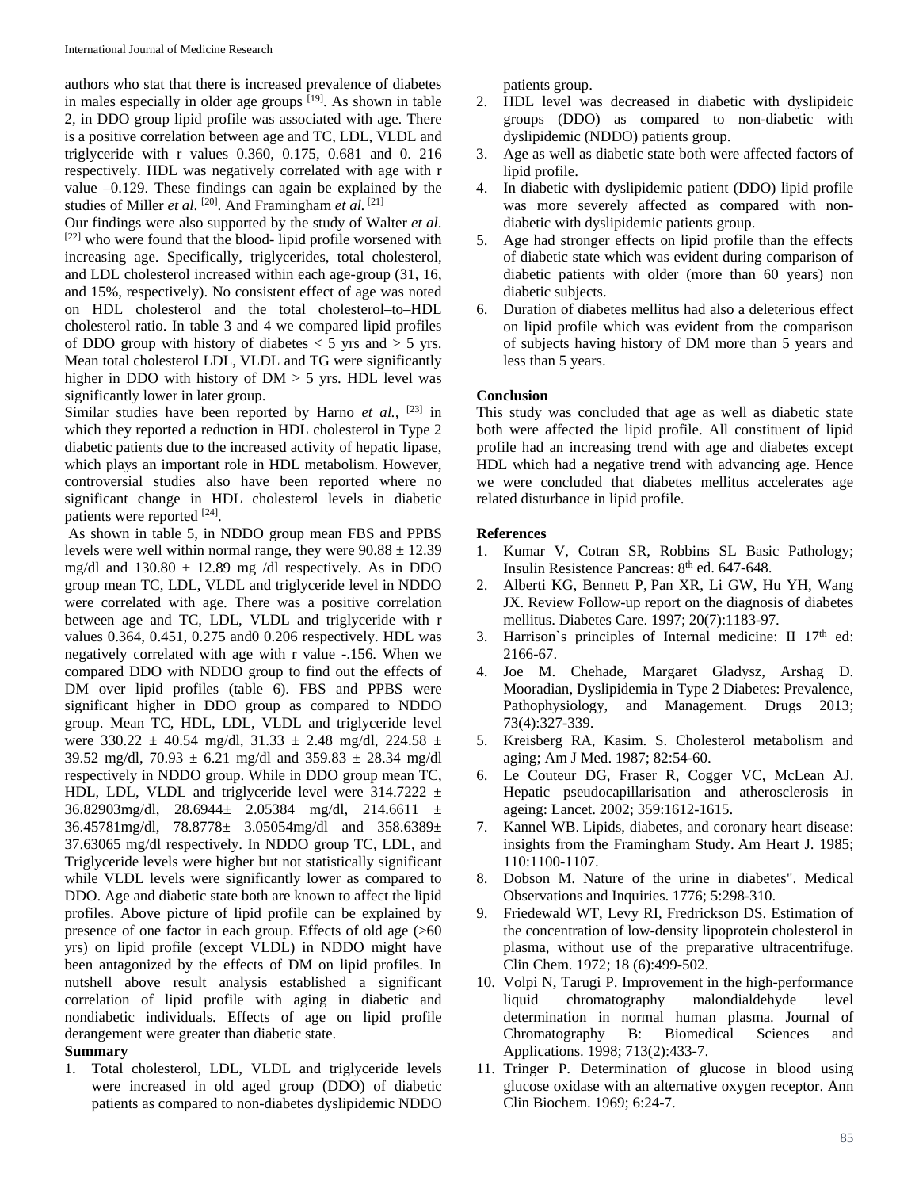authors who stat that there is increased prevalence of diabetes in males especially in older age groups [19]. As shown in table 2, in DDO group lipid profile was associated with age. There is a positive correlation between age and TC, LDL, VLDL and triglyceride with r values 0.360, 0.175, 0.681 and 0. 216 respectively. HDL was negatively correlated with age with r value –0.129. These findings can again be explained by the studies of Miller *et al*. [20]. And Framingham *et al.* [21]

Our findings were also supported by the study of Walter *et al*. [22] who were found that the blood- lipid profile worsened with increasing age. Specifically, triglycerides, total cholesterol, and LDL cholesterol increased within each age-group (31, 16, and 15%, respectively). No consistent effect of age was noted on HDL cholesterol and the total cholesterol–to–HDL cholesterol ratio. In table 3 and 4 we compared lipid profiles of DDO group with history of diabetes < 5 yrs and > 5 yrs. Mean total cholesterol LDL, VLDL and TG were significantly higher in DDO with history of DM > 5 yrs. HDL level was significantly lower in later group.

Similar studies have been reported by Harno *et al.,* [23] in which they reported a reduction in HDL cholesterol in Type 2 diabetic patients due to the increased activity of hepatic lipase, which plays an important role in HDL metabolism. However, controversial studies also have been reported where no significant change in HDL cholesterol levels in diabetic patients were reported [24].

As shown in table 5, in NDDO group mean FBS and PPBS levels were well within normal range, they were 90.88 ± 12.39 mg/dl and 130.80 ± 12.89 mg /dl respectively. As in DDO group mean TC, LDL, VLDL and triglyceride level in NDDO were correlated with age. There was a positive correlation between age and TC, LDL, VLDL and triglyceride with r values 0.364, 0.451, 0.275 and0 0.206 respectively. HDL was negatively correlated with age with r value -.156. When we compared DDO with NDDO group to find out the effects of DM over lipid profiles (table 6). FBS and PPBS were significant higher in DDO group as compared to NDDO group. Mean TC, HDL, LDL, VLDL and triglyceride level were 330.22 ± 40.54 mg/dl, 31.33 ± 2.48 mg/dl, 224.58 ± 39.52 mg/dl, 70.93 ± 6.21 mg/dl and 359.83 ± 28.34 mg/dl respectively in NDDO group. While in DDO group mean TC, HDL, LDL, VLDL and triglyceride level were 314.7222 ± 36.82903mg/dl, 28.6944± 2.05384 mg/dl, 214.6611 ± 36.45781mg/dl, 78.8778± 3.05054mg/dl and 358.6389± 37.63065 mg/dl respectively. In NDDO group TC, LDL, and Triglyceride levels were higher but not statistically significant while VLDL levels were significantly lower as compared to DDO. Age and diabetic state both are known to affect the lipid profiles. Above picture of lipid profile can be explained by presence of one factor in each group. Effects of old age (>60 yrs) on lipid profile (except VLDL) in NDDO might have been antagonized by the effects of DM on lipid profiles. In nutshell above result analysis established a significant correlation of lipid profile with aging in diabetic and nondiabetic individuals. Effects of age on lipid profile derangement were greater than diabetic state.

**Summary**

1. Total cholesterol, LDL, VLDL and triglyceride levels were increased in old aged group (DDO) of diabetic patients as compared to non-diabetes dyslipidemic NDDO patients group.
2. HDL level was decreased in diabetic with dyslipideic groups (DDO) as compared to non-diabetic with dyslipidemic (NDDO) patients group.
3. Age as well as diabetic state both were affected factors of lipid profile.
4. In diabetic with dyslipidemic patient (DDO) lipid profile was more severely affected as compared with non-diabetic with dyslipidemic patients group.
5. Age had stronger effects on lipid profile than the effects of diabetic state which was evident during comparison of diabetic patients with older (more than 60 years) non diabetic subjects.
6. Duration of diabetes mellitus had also a deleterious effect on lipid profile which was evident from the comparison of subjects having history of DM more than 5 years and less than 5 years.

**Conclusion**

This study was concluded that age as well as diabetic state both were affected the lipid profile. All constituent of lipid profile had an increasing trend with age and diabetes except HDL which had a negative trend with advancing age. Hence we were concluded that diabetes mellitus accelerates age related disturbance in lipid profile.

**References**

1. Kumar V, Cotran SR, Robbins SL Basic Pathology; Insulin Resistence Pancreas: 8th ed. 647-648.
2. Alberti KG, Bennett P, Pan XR, Li GW, Hu YH, Wang JX. Review Follow-up report on the diagnosis of diabetes mellitus. Diabetes Care. 1997; 20(7):1183-97.
3. Harrison`s principles of Internal medicine: II 17th ed: 2166-67.
4. Joe M. Chehade, Margaret Gladysz, Arshag D. Mooradian, Dyslipidemia in Type 2 Diabetes: Prevalence, Pathophysiology, and Management. Drugs 2013; 73(4):327-339.
5. Kreisberg RA, Kasim. S. Cholesterol metabolism and aging; Am J Med. 1987; 82:54-60.
6. Le Couteur DG, Fraser R, Cogger VC, McLean AJ. Hepatic pseudocapillarisation and atherosclerosis in ageing: Lancet. 2002; 359:1612-1615.
7. Kannel WB. Lipids, diabetes, and coronary heart disease: insights from the Framingham Study. Am Heart J. 1985; 110:1100-1107.
8. Dobson M. Nature of the urine in diabetes". Medical Observations and Inquiries. 1776; 5:298-310.
9. Friedewald WT, Levy RI, Fredrickson DS. Estimation of the concentration of low-density lipoprotein cholesterol in plasma, without use of the preparative ultracentrifuge. Clin Chem. 1972; 18 (6):499-502.
10. Volpi N, Tarugi P. Improvement in the high-performance liquid chromatography malondialdehyde level determination in normal human plasma. Journal of Chromatography B: Biomedical Sciences and Applications. 1998; 713(2):433-7.
11. Tringer P. Determination of glucose in blood using glucose oxidase with an alternative oxygen receptor. Ann Clin Biochem. 1969; 6:24-7.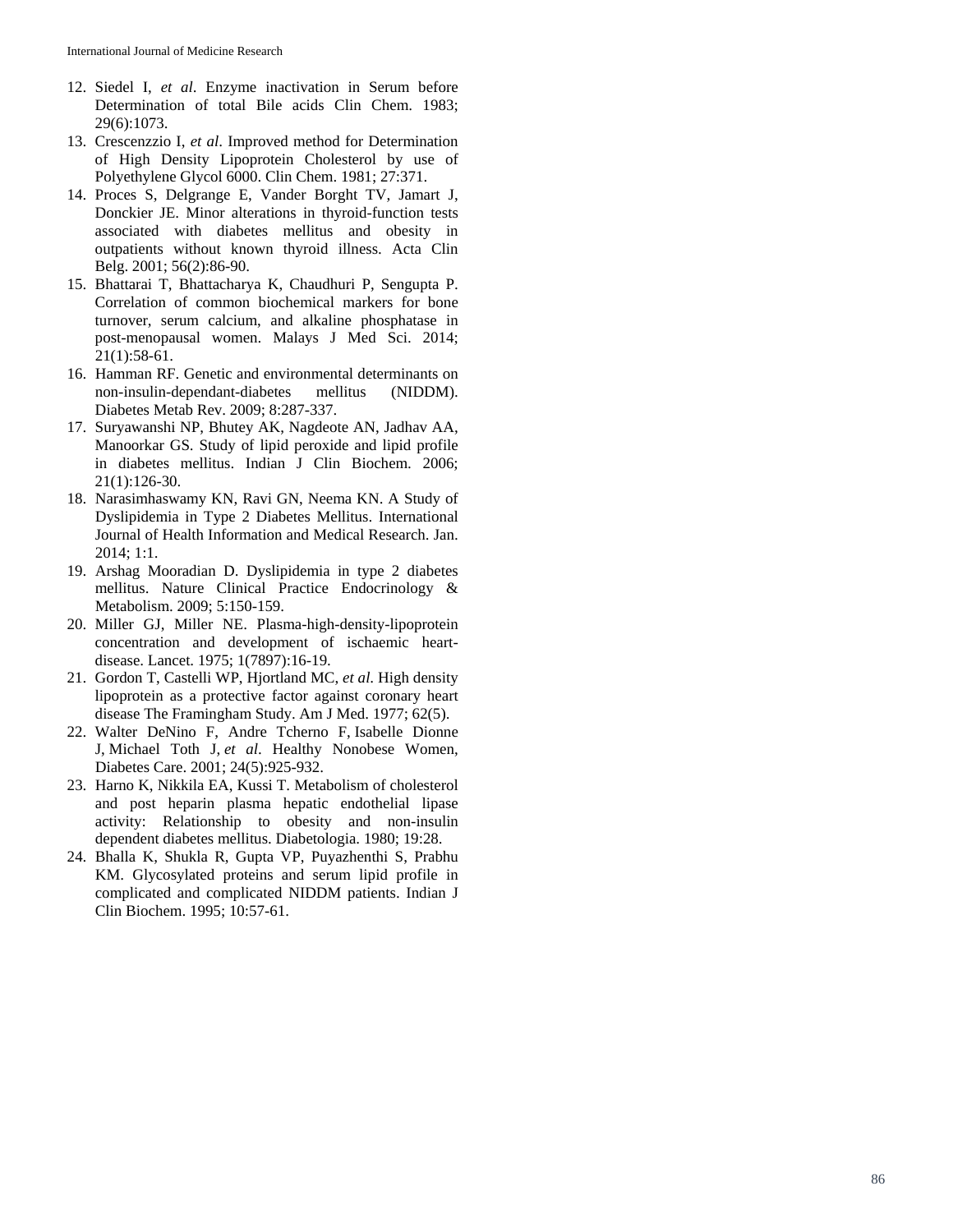12. Siedel I, *et al*. Enzyme inactivation in Serum before Determination of total Bile acids Clin Chem. 1983; 29(6):1073.
13. Crescenzzio I, *et al*. Improved method for Determination of High Density Lipoprotein Cholesterol by use of Polyethylene Glycol 6000. Clin Chem. 1981; 27:371.
14. Proces S, Delgrange E, Vander Borght TV, Jamart J, Donckier JE. Minor alterations in thyroid-function tests associated with diabetes mellitus and obesity in outpatients without known thyroid illness. Acta Clin Belg. 2001; 56(2):86-90.
15. Bhattarai T, Bhattacharya K, Chaudhuri P, Sengupta P. Correlation of common biochemical markers for bone turnover, serum calcium, and alkaline phosphatase in post-menopausal women. Malays J Med Sci. 2014; 21(1):58-61.
16. Hamman RF. Genetic and environmental determinants on non-insulin-dependant-diabetes mellitus (NIDDM). Diabetes Metab Rev. 2009; 8:287-337.
17. Suryawanshi NP, Bhutey AK, Nagdeote AN, Jadhav AA, Manoorkar GS. Study of lipid peroxide and lipid profile in diabetes mellitus. Indian J Clin Biochem. 2006; 21(1):126-30.
18. Narasimhaswamy KN, Ravi GN, Neema KN. A Study of Dyslipidemia in Type 2 Diabetes Mellitus. International Journal of Health Information and Medical Research. Jan. 2014; 1:1.
19. Arshag Mooradian D. Dyslipidemia in type 2 diabetes mellitus. Nature Clinical Practice Endocrinology & Metabolism. 2009; 5:150-159.
20. Miller GJ, Miller NE. Plasma-high-density-lipoprotein concentration and development of ischaemic heart-disease. Lancet. 1975; 1(7897):16-19.
21. Gordon T, Castelli WP, Hjortland MC, *et al.* High density lipoprotein as a protective factor against coronary heart disease The Framingham Study. Am J Med. 1977; 62(5).
22. Walter DeNino F, Andre Tcherno F, Isabelle Dionne J, Michael Toth J, *et al*. Healthy Nonobese Women, Diabetes Care. 2001; 24(5):925-932.
23. Harno K, Nikkila EA, Kussi T. Metabolism of cholesterol and post heparin plasma hepatic endothelial lipase activity: Relationship to obesity and non-insulin dependent diabetes mellitus. Diabetologia. 1980; 19:28.
24. Bhalla K, Shukla R, Gupta VP, Puyazhenthi S, Prabhu KM. Glycosylated proteins and serum lipid profile in complicated and complicated NIDDM patients. Indian J Clin Biochem. 1995; 10:57-61.